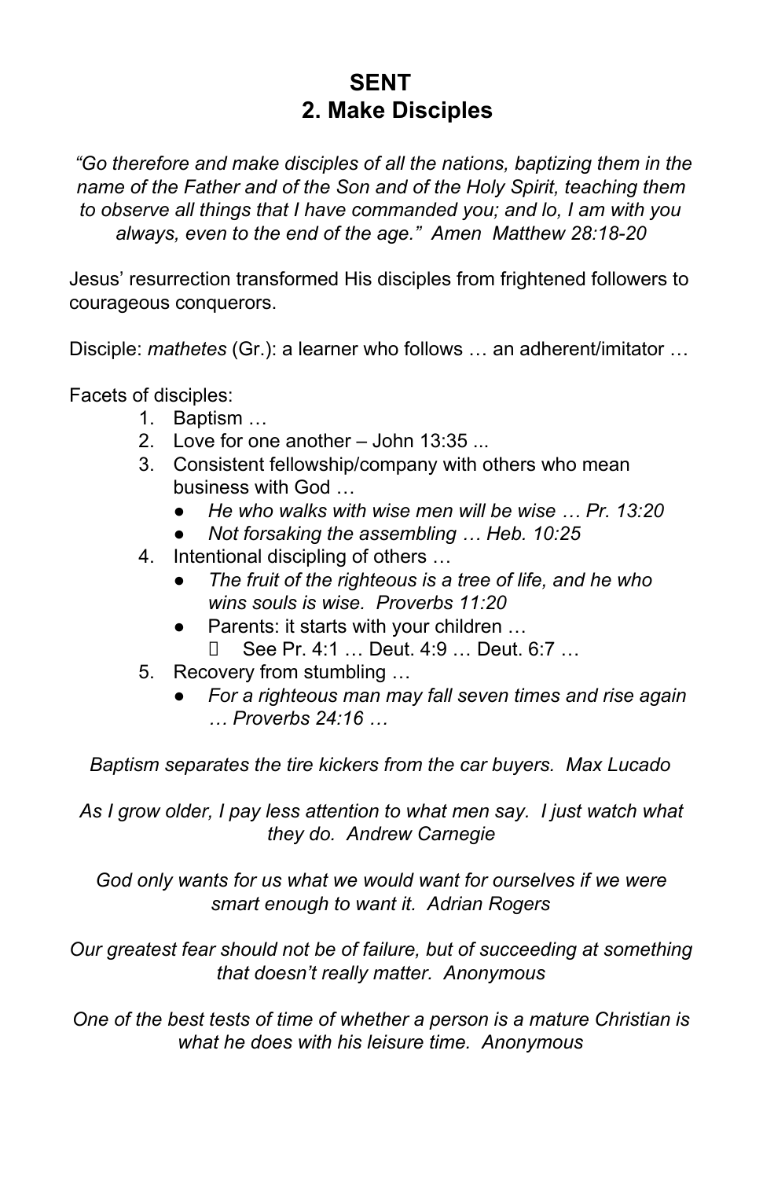# SENT
## 2. Make Disciples

*"Go therefore and make disciples of all the nations, baptizing them in the name of the Father and of the Son and of the Holy Spirit, teaching them to observe all things that I have commanded you; and lo, I am with you always, even to the end of the age." Amen Matthew 28:18-20*

Jesus' resurrection transformed His disciples from frightened followers to courageous conquerors.

Disciple: *mathetes* (Gr.): a learner who follows … an adherent/imitator …

Facets of disciples:

1. Baptism …
2. Love for one another – John 13:35 ...
3. Consistent fellowship/company with others who mean business with God …
   - *He who walks with wise men will be wise … Pr. 13:20*
   - *Not forsaking the assembling … Heb. 10:25*
4. Intentional discipling of others …
   - *The fruit of the righteous is a tree of life, and he who wins souls is wise. Proverbs 11:20*
   - Parents: it starts with your children …
     - See Pr. 4:1 … Deut. 4:9 … Deut. 6:7 …
5. Recovery from stumbling …
   - *For a righteous man may fall seven times and rise again … Proverbs 24:16 …*

*Baptism separates the tire kickers from the car buyers. Max Lucado*

*As I grow older, I pay less attention to what men say. I just watch what they do. Andrew Carnegie*

*God only wants for us what we would want for ourselves if we were smart enough to want it. Adrian Rogers*

*Our greatest fear should not be of failure, but of succeeding at something that doesn't really matter. Anonymous*

*One of the best tests of time of whether a person is a mature Christian is what he does with his leisure time. Anonymous*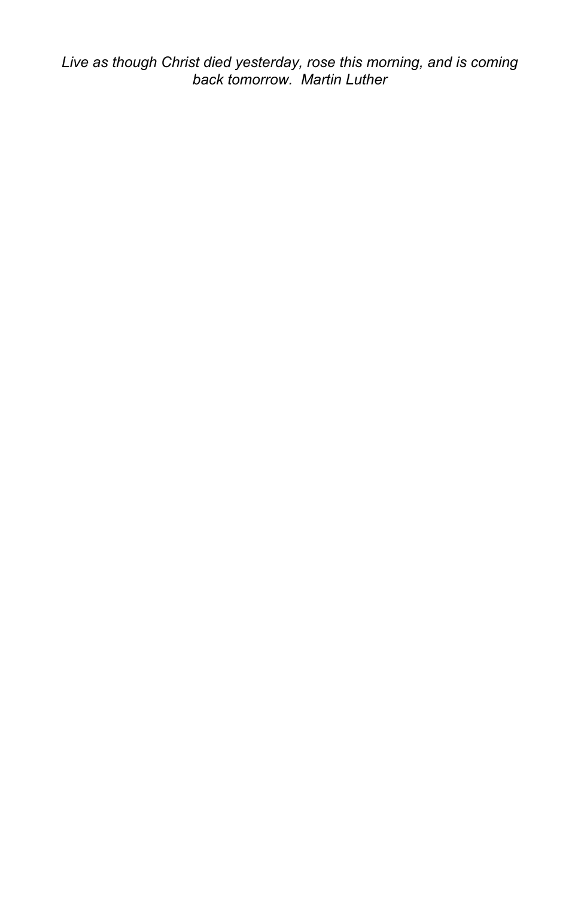*Live as though Christ died yesterday, rose this morning, and is coming back tomorrow. Martin Luther*